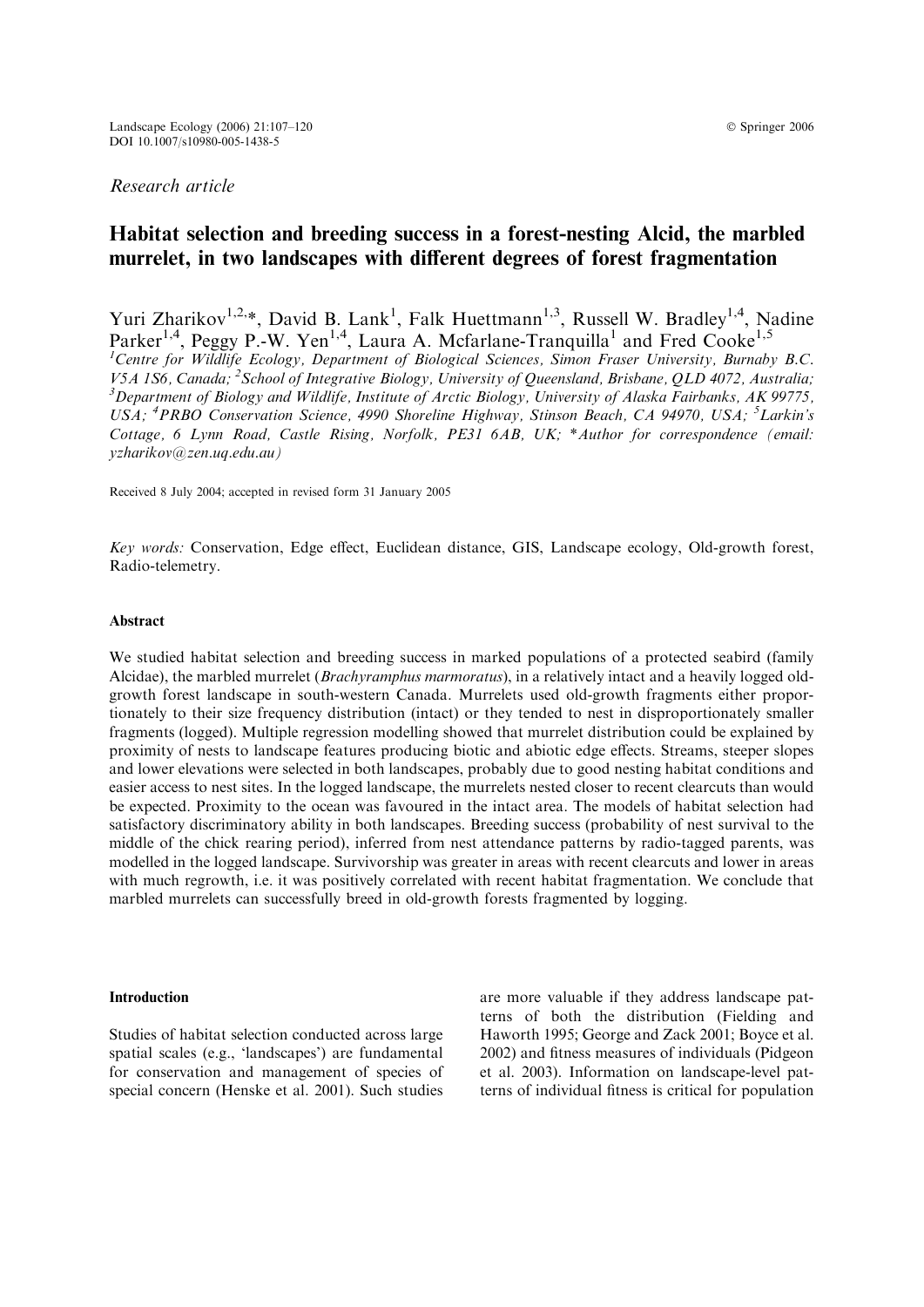*Research article*

# Habitat selection and breeding success in a forest-nesting Alcid, the marbled murrelet, in two landscapes with different degrees of forest fragmentation

Yuri Zharikov[1,2,*], David B. Lank[1], Falk Huettmann[1,3], Russell W. Bradley[1,4], Nadine Parker[1,4], Peggy P.-W. Yen[1,4], Laura A. Mcfarlane-Tranquilla[1] and Fred Cooke[1,5]

[1]Centre for Wildlife Ecology, Department of Biological Sciences, Simon Fraser University, Burnaby B.C. V5A 1S6, Canada; [2]School of Integrative Biology, University of Queensland, Brisbane, QLD 4072, Australia; [3]Department of Biology and Wildlife, Institute of Arctic Biology, University of Alaska Fairbanks, AK 99775, USA; [4]PRBO Conservation Science, 4990 Shoreline Highway, Stinson Beach, CA 94970, USA; [5]Larkin's Cottage, 6 Lynn Road, Castle Rising, Norfolk, PE31 6AB, UK; *Author for correspondence (email: yzharikov@zen.uq.edu.au)

Received 8 July 2004; accepted in revised form 31 January 2005

*Key words:* Conservation, Edge effect, Euclidean distance, GIS, Landscape ecology, Old-growth forest, Radio-telemetry.

## Abstract

We studied habitat selection and breeding success in marked populations of a protected seabird (family Alcidae), the marbled murrelet (*Brachyramphus marmoratus*), in a relatively intact and a heavily logged old-growth forest landscape in south-western Canada. Murrelets used old-growth fragments either proportionately to their size frequency distribution (intact) or they tended to nest in disproportionately smaller fragments (logged). Multiple regression modelling showed that murrelet distribution could be explained by proximity of nests to landscape features producing biotic and abiotic edge effects. Streams, steeper slopes and lower elevations were selected in both landscapes, probably due to good nesting habitat conditions and easier access to nest sites. In the logged landscape, the murrelets nested closer to recent clearcuts than would be expected. Proximity to the ocean was favoured in the intact area. The models of habitat selection had satisfactory discriminatory ability in both landscapes. Breeding success (probability of nest survival to the middle of the chick rearing period), inferred from nest attendance patterns by radio-tagged parents, was modelled in the logged landscape. Survivorship was greater in areas with recent clearcuts and lower in areas with much regrowth, i.e. it was positively correlated with recent habitat fragmentation. We conclude that marbled murrelets can successfully breed in old-growth forests fragmented by logging.

## Introduction

Studies of habitat selection conducted across large spatial scales (e.g., 'landscapes') are fundamental for conservation and management of species of special concern (Henske et al. 2001). Such studies are more valuable if they address landscape patterns of both the distribution (Fielding and Haworth 1995; George and Zack 2001; Boyce et al. 2002) and fitness measures of individuals (Pidgeon et al. 2003). Information on landscape-level patterns of individual fitness is critical for population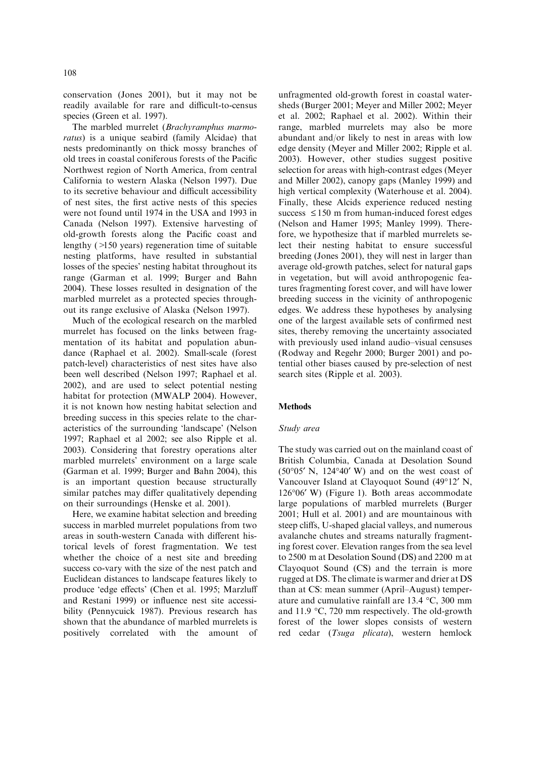conservation (Jones 2001), but it may not be readily available for rare and difficult-to-census species (Green et al. 1997).

The marbled murrelet (*Brachyramphus marmoratus*) is a unique seabird (family Alcidae) that nests predominantly on thick mossy branches of old trees in coastal coniferous forests of the Pacific Northwest region of North America, from central California to western Alaska (Nelson 1997). Due to its secretive behaviour and difficult accessibility of nest sites, the first active nests of this species were not found until 1974 in the USA and 1993 in Canada (Nelson 1997). Extensive harvesting of old-growth forests along the Pacific coast and lengthy (>150 years) regeneration time of suitable nesting platforms, have resulted in substantial losses of the species' nesting habitat throughout its range (Garman et al. 1999; Burger and Bahn 2004). These losses resulted in designation of the marbled murrelet as a protected species throughout its range exclusive of Alaska (Nelson 1997).

Much of the ecological research on the marbled murrelet has focused on the links between fragmentation of its habitat and population abundance (Raphael et al. 2002). Small-scale (forest patch-level) characteristics of nest sites have also been well described (Nelson 1997; Raphael et al. 2002), and are used to select potential nesting habitat for protection (MWALP 2004). However, it is not known how nesting habitat selection and breeding success in this species relate to the characteristics of the surrounding 'landscape' (Nelson 1997; Raphael et al 2002; see also Ripple et al. 2003). Considering that forestry operations alter marbled murrelets' environment on a large scale (Garman et al. 1999; Burger and Bahn 2004), this is an important question because structurally similar patches may differ qualitatively depending on their surroundings (Henske et al. 2001).

Here, we examine habitat selection and breeding success in marbled murrelet populations from two areas in south-western Canada with different historical levels of forest fragmentation. We test whether the choice of a nest site and breeding success co-vary with the size of the nest patch and Euclidean distances to landscape features likely to produce 'edge effects' (Chen et al. 1995; Marzluff and Restani 1999) or influence nest site accessibility (Pennycuick 1987). Previous research has shown that the abundance of marbled murrelets is positively correlated with the amount of unfragmented old-growth forest in coastal watersheds (Burger 2001; Meyer and Miller 2002; Meyer et al. 2002; Raphael et al. 2002). Within their range, marbled murrelets may also be more abundant and/or likely to nest in areas with low edge density (Meyer and Miller 2002; Ripple et al. 2003). However, other studies suggest positive selection for areas with high-contrast edges (Meyer and Miller 2002), canopy gaps (Manley 1999) and high vertical complexity (Waterhouse et al. 2004). Finally, these Alcids experience reduced nesting success ≤150 m from human-induced forest edges (Nelson and Hamer 1995; Manley 1999). Therefore, we hypothesize that if marbled murrelets select their nesting habitat to ensure successful breeding (Jones 2001), they will nest in larger than average old-growth patches, select for natural gaps in vegetation, but will avoid anthropogenic features fragmenting forest cover, and will have lower breeding success in the vicinity of anthropogenic edges. We address these hypotheses by analysing one of the largest available sets of confirmed nest sites, thereby removing the uncertainty associated with previously used inland audio–visual censuses (Rodway and Regehr 2000; Burger 2001) and potential other biases caused by pre-selection of nest search sites (Ripple et al. 2003).

## Methods

### Study area

The study was carried out on the mainland coast of British Columbia, Canada at Desolation Sound (50°05′ N, 124°40′ W) and on the west coast of Vancouver Island at Clayoquot Sound (49°12′ N, 126°06′ W) (Figure 1). Both areas accommodate large populations of marbled murrelets (Burger 2001; Hull et al. 2001) and are mountainous with steep cliffs, U-shaped glacial valleys, and numerous avalanche chutes and streams naturally fragmenting forest cover. Elevation ranges from the sea level to 2500 m at Desolation Sound (DS) and 2200 m at Clayoquot Sound (CS) and the terrain is more rugged at DS. The climate is warmer and drier at DS than at CS: mean summer (April–August) temperature and cumulative rainfall are 13.4 °C, 300 mm and 11.9 °C, 720 mm respectively. The old-growth forest of the lower slopes consists of western red cedar (*Tsuga plicata*), western hemlock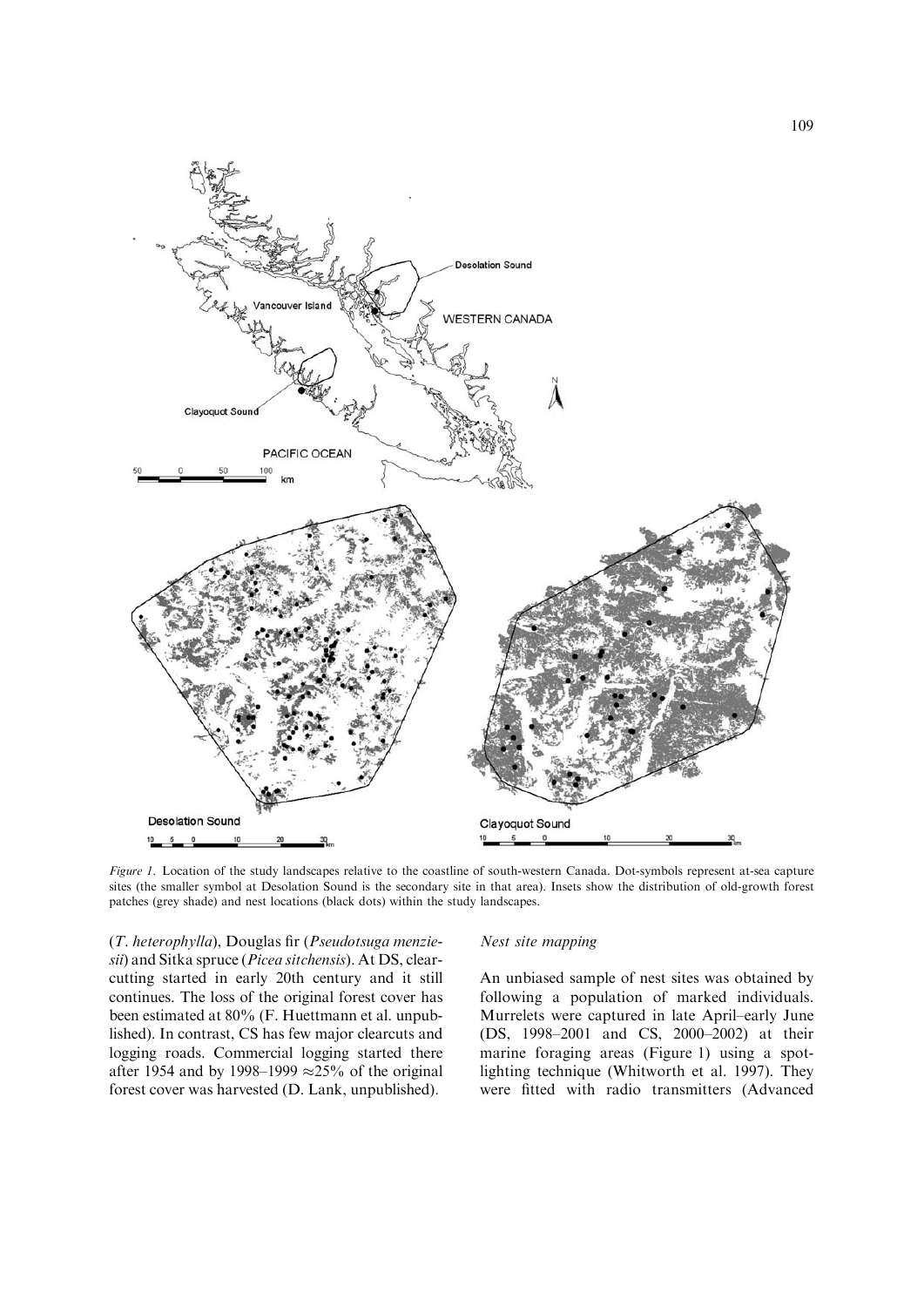*Figure 1*. Location of the study landscapes relative to the coastline of south-western Canada. Dot-symbols represent at-sea capture sites (the smaller symbol at Desolation Sound is the secondary site in that area). Insets show the distribution of old-growth forest patches (grey shade) and nest locations (black dots) within the study landscapes.

(*T. heterophylla*), Douglas fir (*Pseudotsuga menziesii*) and Sitka spruce (*Picea sitchensis*). At DS, clearcutting started in early 20th century and it still continues. The loss of the original forest cover has been estimated at 80% (F. Huettmann et al. unpublished). In contrast, CS has few major clearcuts and logging roads. Commercial logging started there after 1954 and by 1998–1999 $\approx$25% of the original forest cover was harvested (D. Lank, unpublished).

### *Nest site mapping*

An unbiased sample of nest sites was obtained by following a population of marked individuals. Murrelets were captured in late April–early June (DS, 1998–2001 and CS, 2000–2002) at their marine foraging areas (Figure 1) using a spotlighting technique (Whitworth et al. 1997). They were fitted with radio transmitters (Advanced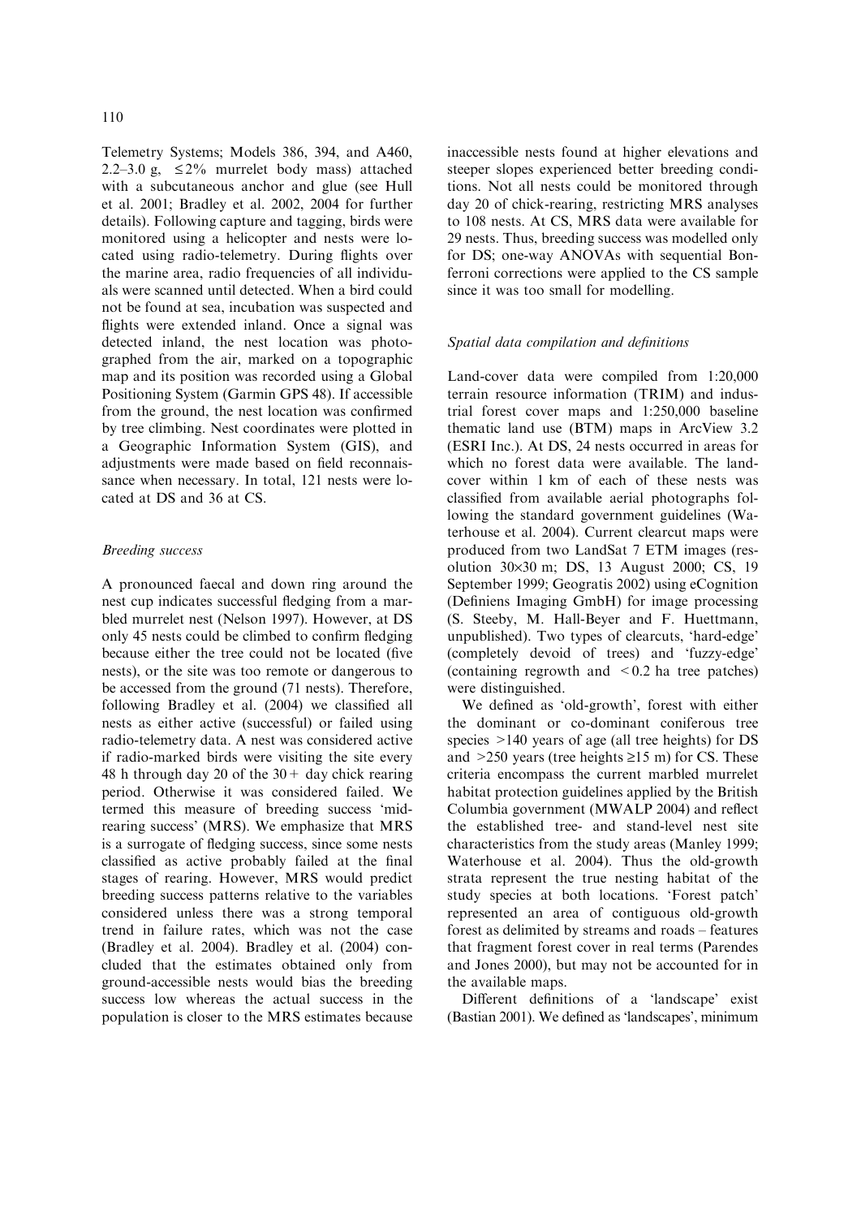Telemetry Systems; Models 386, 394, and A460, 2.2–3.0 g, ≤2% murrelet body mass) attached with a subcutaneous anchor and glue (see Hull et al. 2001; Bradley et al. 2002, 2004 for further details). Following capture and tagging, birds were monitored using a helicopter and nests were located using radio-telemetry. During flights over the marine area, radio frequencies of all individuals were scanned until detected. When a bird could not be found at sea, incubation was suspected and flights were extended inland. Once a signal was detected inland, the nest location was photographed from the air, marked on a topographic map and its position was recorded using a Global Positioning System (Garmin GPS 48). If accessible from the ground, the nest location was confirmed by tree climbing. Nest coordinates were plotted in a Geographic Information System (GIS), and adjustments were made based on field reconnaissance when necessary. In total, 121 nests were located at DS and 36 at CS.

### *Breeding success*

A pronounced faecal and down ring around the nest cup indicates successful fledging from a marbled murrelet nest (Nelson 1997). However, at DS only 45 nests could be climbed to confirm fledging because either the tree could not be located (five nests), or the site was too remote or dangerous to be accessed from the ground (71 nests). Therefore, following Bradley et al. (2004) we classified all nests as either active (successful) or failed using radio-telemetry data. A nest was considered active if radio-marked birds were visiting the site every 48 h through day 20 of the 30+ day chick rearing period. Otherwise it was considered failed. We termed this measure of breeding success 'mid-rearing success' (MRS). We emphasize that MRS is a surrogate of fledging success, since some nests classified as active probably failed at the final stages of rearing. However, MRS would predict breeding success patterns relative to the variables considered unless there was a strong temporal trend in failure rates, which was not the case (Bradley et al. 2004). Bradley et al. (2004) concluded that the estimates obtained only from ground-accessible nests would bias the breeding success low whereas the actual success in the population is closer to the MRS estimates because inaccessible nests found at higher elevations and steeper slopes experienced better breeding conditions. Not all nests could be monitored through day 20 of chick-rearing, restricting MRS analyses to 108 nests. At CS, MRS data were available for 29 nests. Thus, breeding success was modelled only for DS; one-way ANOVAs with sequential Bonferroni corrections were applied to the CS sample since it was too small for modelling.

### *Spatial data compilation and definitions*

Land-cover data were compiled from 1:20,000 terrain resource information (TRIM) and industrial forest cover maps and 1:250,000 baseline thematic land use (BTM) maps in ArcView 3.2 (ESRI Inc.). At DS, 24 nests occurred in areas for which no forest data were available. The land-cover within 1 km of each of these nests was classified from available aerial photographs following the standard government guidelines (Waterhouse et al. 2004). Current clearcut maps were produced from two LandSat 7 ETM images (resolution 30×30 m; DS, 13 August 2000; CS, 19 September 1999; Geogratis 2002) using eCognition (Definiens Imaging GmbH) for image processing (S. Steeby, M. Hall-Beyer and F. Huettmann, unpublished). Two types of clearcuts, 'hard-edge' (completely devoid of trees) and 'fuzzy-edge' (containing regrowth and <0.2 ha tree patches) were distinguished.

We defined as 'old-growth', forest with either the dominant or co-dominant coniferous tree species >140 years of age (all tree heights) for DS and >250 years (tree heights ≥15 m) for CS. These criteria encompass the current marbled murrelet habitat protection guidelines applied by the British Columbia government (MWALP 2004) and reflect the established tree- and stand-level nest site characteristics from the study areas (Manley 1999; Waterhouse et al. 2004). Thus the old-growth strata represent the true nesting habitat of the study species at both locations. 'Forest patch' represented an area of contiguous old-growth forest as delimited by streams and roads – features that fragment forest cover in real terms (Parendes and Jones 2000), but may not be accounted for in the available maps.

Different definitions of a 'landscape' exist (Bastian 2001). We defined as 'landscapes', minimum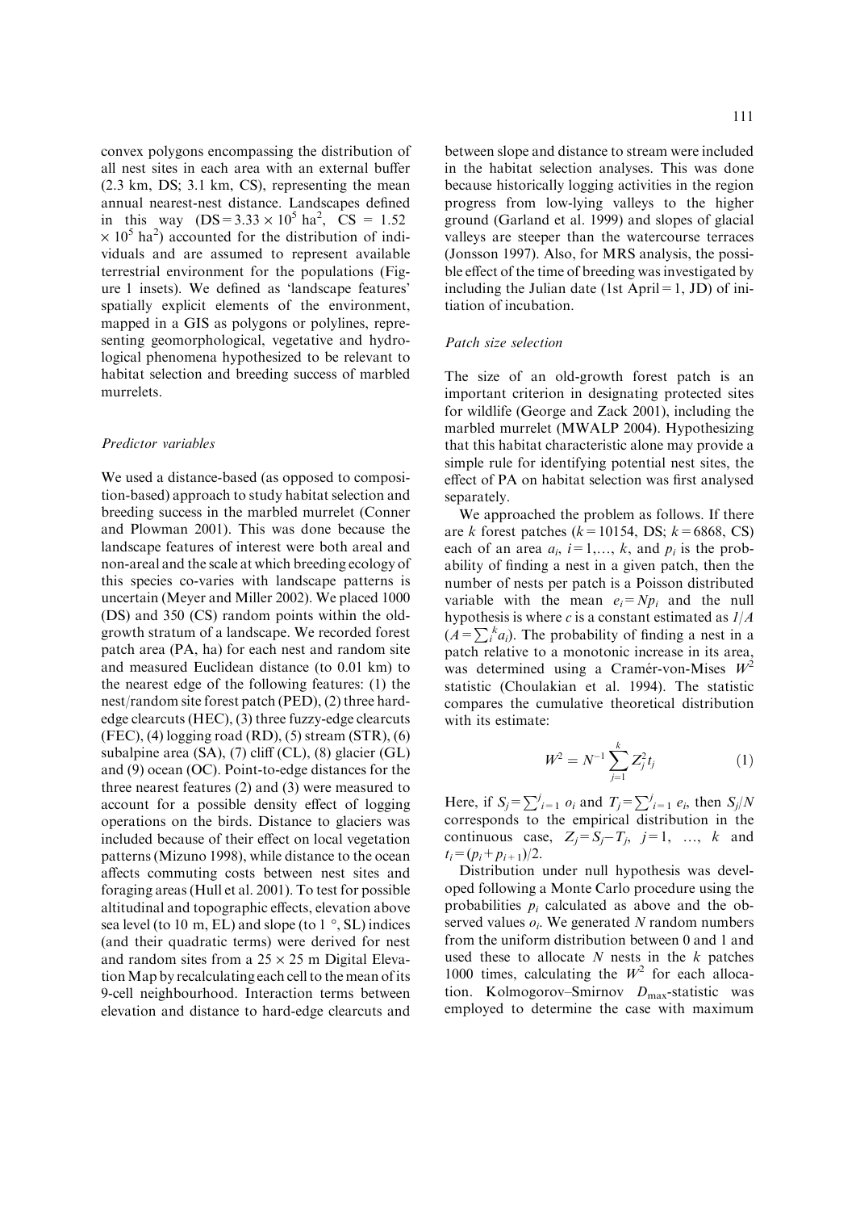convex polygons encompassing the distribution of all nest sites in each area with an external buffer (2.3 km, DS; 3.1 km, CS), representing the mean annual nearest-nest distance. Landscapes defined in this way ($DS = 3.33 \times 10^5$ ha$^2$, $CS = 1.52 \times 10^5$ ha$^2$) accounted for the distribution of individuals and are assumed to represent available terrestrial environment for the populations (Figure 1 insets). We defined as 'landscape features' spatially explicit elements of the environment, mapped in a GIS as polygons or polylines, representing geomorphological, vegetative and hydrological phenomena hypothesized to be relevant to habitat selection and breeding success of marbled murrelets.

### Predictor variables

We used a distance-based (as opposed to composition-based) approach to study habitat selection and breeding success in the marbled murrelet (Conner and Plowman 2001). This was done because the landscape features of interest were both areal and non-areal and the scale at which breeding ecology of this species co-varies with landscape patterns is uncertain (Meyer and Miller 2002). We placed 1000 (DS) and 350 (CS) random points within the old-growth stratum of a landscape. We recorded forest patch area (PA, ha) for each nest and random site and measured Euclidean distance (to 0.01 km) to the nearest edge of the following features: (1) the nest/random site forest patch (PED), (2) three hard-edge clearcuts (HEC), (3) three fuzzy-edge clearcuts (FEC), (4) logging road (RD), (5) stream (STR), (6) subalpine area (SA), (7) cliff (CL), (8) glacier (GL) and (9) ocean (OC). Point-to-edge distances for the three nearest features (2) and (3) were measured to account for a possible density effect of logging operations on the birds. Distance to glaciers was included because of their effect on local vegetation patterns (Mizuno 1998), while distance to the ocean affects commuting costs between nest sites and foraging areas (Hull et al. 2001). To test for possible altitudinal and topographic effects, elevation above sea level (to 10 m, EL) and slope (to 1 °, SL) indices (and their quadratic terms) were derived for nest and random sites from a $25 \times 25$ m Digital Elevation Map by recalculating each cell to the mean of its 9-cell neighbourhood. Interaction terms between elevation and distance to hard-edge clearcuts and between slope and distance to stream were included in the habitat selection analyses. This was done because historically logging activities in the region progress from low-lying valleys to the higher ground (Garland et al. 1999) and slopes of glacial valleys are steeper than the watercourse terraces (Jonsson 1997). Also, for MRS analysis, the possible effect of the time of breeding was investigated by including the Julian date (1st April = 1, JD) of initiation of incubation.

### Patch size selection

The size of an old-growth forest patch is an important criterion in designating protected sites for wildlife (George and Zack 2001), including the marbled murrelet (MWALP 2004). Hypothesizing that this habitat characteristic alone may provide a simple rule for identifying potential nest sites, the effect of PA on habitat selection was first analysed separately.

We approached the problem as follows. If there are $k$ forest patches ($k = 10154$, DS; $k = 6868$, CS) each of an area $a_i$, $i = 1,\ldots, k$, and $p_i$ is the probability of finding a nest in a given patch, then the number of nests per patch is a Poisson distributed variable with the mean $e_i = Np_i$ and the null hypothesis is where $c$ is a constant estimated as $1/A$ ($A = \sum_i^k a_i$). The probability of finding a nest in a patch relative to a monotonic increase in its area, was determined using a Cramér-von-Mises $W^2$ statistic (Choulakian et al. 1994). The statistic compares the cumulative theoretical distribution with its estimate:

$$W^2 = N^{-1} \sum_{j=1}^{k} Z_j^2 t_j \tag{1}$$

Here, if $S_j = \sum_{i=1}^{j} o_i$ and $T_j = \sum_{i=1}^{j} e_i$, then $S_j/N$ corresponds to the empirical distribution in the continuous case, $Z_j = S_j - T_j$, $j = 1, \ldots, k$ and $t_i = (p_i + p_{i+1})/2$.

Distribution under null hypothesis was developed following a Monte Carlo procedure using the probabilities $p_i$ calculated as above and the observed values $o_i$. We generated $N$ random numbers from the uniform distribution between 0 and 1 and used these to allocate $N$ nests in the $k$ patches 1000 times, calculating the $W^2$ for each allocation. Kolmogorov–Smirnov $D_{max}$-statistic was employed to determine the case with maximum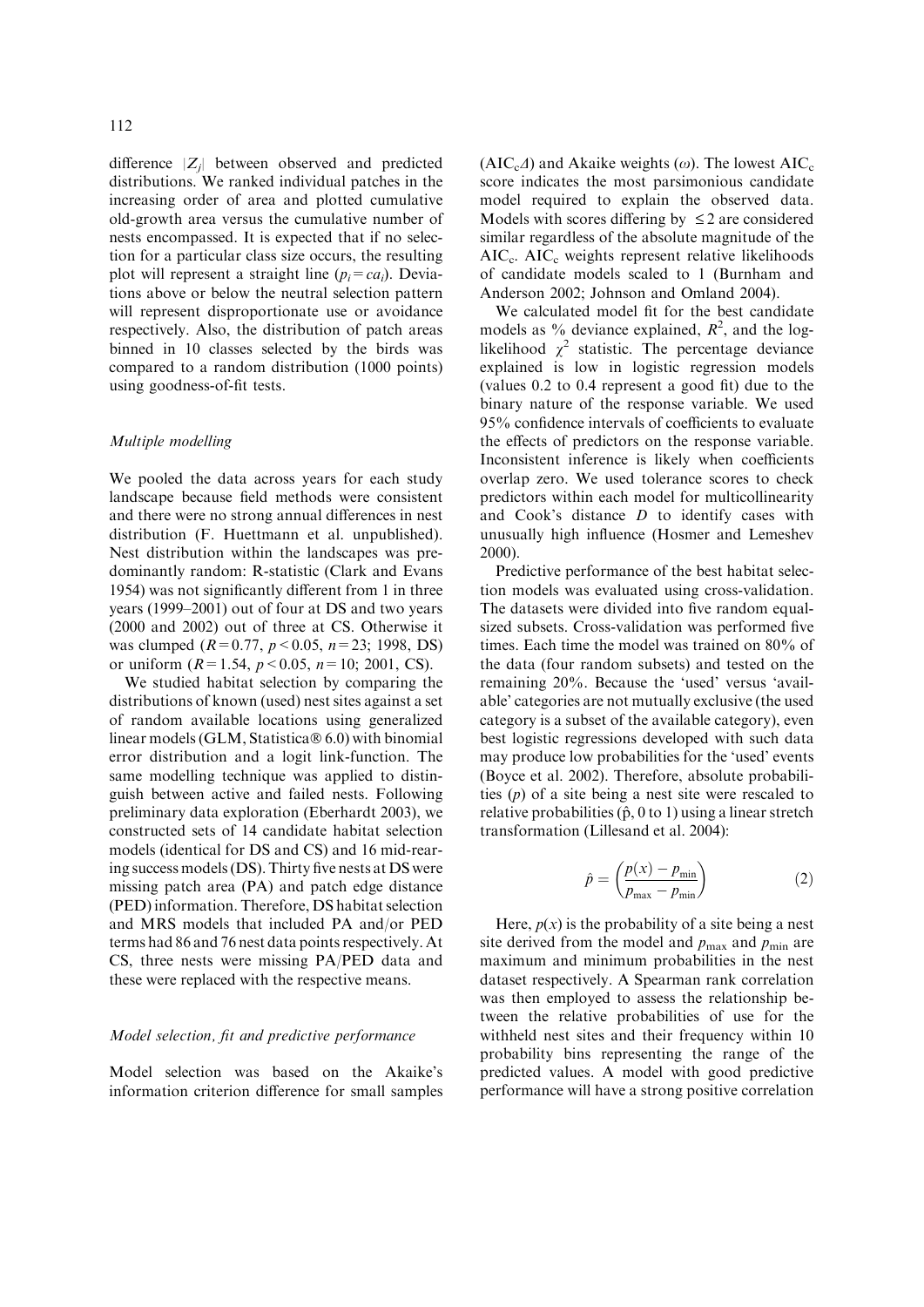difference $|Z_j|$ between observed and predicted distributions. We ranked individual patches in the increasing order of area and plotted cumulative old-growth area versus the cumulative number of nests encompassed. It is expected that if no selection for a particular class size occurs, the resulting plot will represent a straight line ($p_i = ca_i$). Deviations above or below the neutral selection pattern will represent disproportionate use or avoidance respectively. Also, the distribution of patch areas binned in 10 classes selected by the birds was compared to a random distribution (1000 points) using goodness-of-fit tests.

### Multiple modelling

We pooled the data across years for each study landscape because field methods were consistent and there were no strong annual differences in nest distribution (F. Huettmann et al. unpublished). Nest distribution within the landscapes was predominantly random: R-statistic (Clark and Evans 1954) was not significantly different from 1 in three years (1999–2001) out of four at DS and two years (2000 and 2002) out of three at CS. Otherwise it was clumped ($R = 0.77$, $p < 0.05$, $n = 23$; 1998, DS) or uniform ($R = 1.54$, $p < 0.05$, $n = 10$; 2001, CS).

We studied habitat selection by comparing the distributions of known (used) nest sites against a set of random available locations using generalized linear models (GLM, Statistica® 6.0) with binomial error distribution and a logit link-function. The same modelling technique was applied to distinguish between active and failed nests. Following preliminary data exploration (Eberhardt 2003), we constructed sets of 14 candidate habitat selection models (identical for DS and CS) and 16 mid-rearing success models (DS). Thirty five nests at DS were missing patch area (PA) and patch edge distance (PED) information. Therefore, DS habitat selection and MRS models that included PA and/or PED terms had 86 and 76 nest data points respectively. At CS, three nests were missing PA/PED data and these were replaced with the respective means.

### Model selection, fit and predictive performance

Model selection was based on the Akaike's information criterion difference for small samples ($AIC_c\Delta$) and Akaike weights ($\omega$). The lowest $AIC_c$ score indicates the most parsimonious candidate model required to explain the observed data. Models with scores differing by $\leq 2$ are considered similar regardless of the absolute magnitude of the $AIC_c$. $AIC_c$ weights represent relative likelihoods of candidate models scaled to 1 (Burnham and Anderson 2002; Johnson and Omland 2004).

We calculated model fit for the best candidate models as % deviance explained, $R^2$, and the log-likelihood $\chi^2$ statistic. The percentage deviance explained is low in logistic regression models (values 0.2 to 0.4 represent a good fit) due to the binary nature of the response variable. We used 95% confidence intervals of coefficients to evaluate the effects of predictors on the response variable. Inconsistent inference is likely when coefficients overlap zero. We used tolerance scores to check predictors within each model for multicollinearity and Cook's distance $D$ to identify cases with unusually high influence (Hosmer and Lemeshev 2000).

Predictive performance of the best habitat selection models was evaluated using cross-validation. The datasets were divided into five random equal-sized subsets. Cross-validation was performed five times. Each time the model was trained on 80% of the data (four random subsets) and tested on the remaining 20%. Because the 'used' versus 'available' categories are not mutually exclusive (the used category is a subset of the available category), even best logistic regressions developed with such data may produce low probabilities for the 'used' events (Boyce et al. 2002). Therefore, absolute probabilities ($p$) of a site being a nest site were rescaled to relative probabilities ($\hat{p}$, 0 to 1) using a linear stretch transformation (Lillesand et al. 2004):

$$\hat{p} = \left( \frac{p(x) - p_{\min}}{p_{\max} - p_{\min}} \right) \quad (2)$$

Here, $p(x)$ is the probability of a site being a nest site derived from the model and $p_{\max}$ and $p_{\min}$ are maximum and minimum probabilities in the nest dataset respectively. A Spearman rank correlation was then employed to assess the relationship between the relative probabilities of use for the withheld nest sites and their frequency within 10 probability bins representing the range of the predicted values. A model with good predictive performance will have a strong positive correlation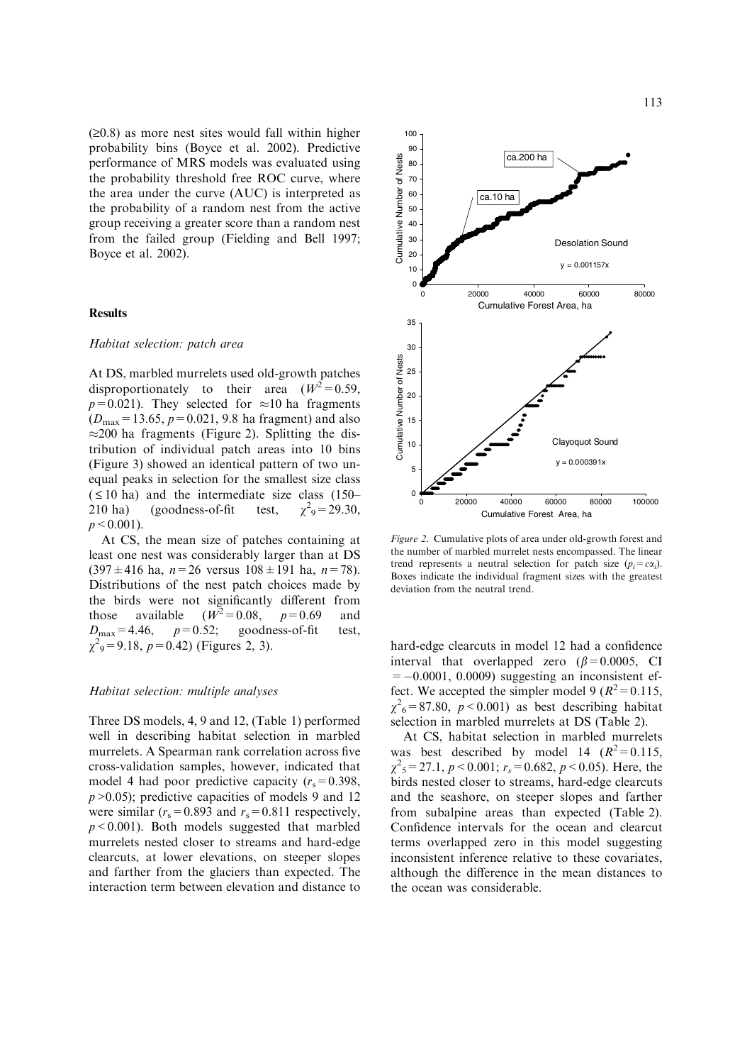(≥0.8) as more nest sites would fall within higher probability bins (Boyce et al. 2002). Predictive performance of MRS models was evaluated using the probability threshold free ROC curve, where the area under the curve (AUC) is interpreted as the probability of a random nest from the active group receiving a greater score than a random nest from the failed group (Fielding and Bell 1997; Boyce et al. 2002).

## Results

### *Habitat selection: patch area*

At DS, marbled murrelets used old-growth patches disproportionately to their area ($W^2 = 0.59$, $p = 0.021$). They selected for ≈10 ha fragments ($D_{max} = 13.65$, $p = 0.021$, 9.8 ha fragment) and also ≈200 ha fragments (Figure 2). Splitting the distribution of individual patch areas into 10 bins (Figure 3) showed an identical pattern of two unequal peaks in selection for the smallest size class (≤10 ha) and the intermediate size class (150–210 ha) (goodness-of-fit test, $\chi^2_9 = 29.30$, $p < 0.001$).

At CS, the mean size of patches containing at least one nest was considerably larger than at DS (397 ± 416 ha, $n = 26$ versus 108 ± 191 ha, $n = 78$). Distributions of the nest patch choices made by the birds were not significantly different from those available ($W^2 = 0.08$, $p = 0.69$ and $D_{max} = 4.46$, $p = 0.52$; goodness-of-fit test, $\chi^2_9 = 9.18$, $p = 0.42$) (Figures 2, 3).

### *Habitat selection: multiple analyses*

Three DS models, 4, 9 and 12, (Table 1) performed well in describing habitat selection in marbled murrelets. A Spearman rank correlation across five cross-validation samples, however, indicated that model 4 had poor predictive capacity ($r_s = 0.398$, $p > 0.05$); predictive capacities of models 9 and 12 were similar ($r_s = 0.893$ and $r_s = 0.811$ respectively, $p < 0.001$). Both models suggested that marbled murrelets nested closer to streams and hard-edge clearcuts, at lower elevations, on steeper slopes and farther from the glaciers than expected. The interaction term between elevation and distance to hard-edge clearcuts in model 12 had a confidence interval that overlapped zero ($\beta = 0.0005$, CI = −0.0001, 0.0009) suggesting an inconsistent effect. We accepted the simpler model 9 ($R^2 = 0.115$, $\chi^2_6 = 87.80$, $p < 0.001$) as best describing habitat selection in marbled murrelets at DS (Table 2).

At CS, habitat selection in marbled murrelets was best described by model 14 ($R^2 = 0.115$, $\chi^2_5 = 27.1$, $p < 0.001$; $r_s = 0.682$, $p < 0.05$). Here, the birds nested closer to streams, hard-edge clearcuts and the seashore, on steeper slopes and farther from subalpine areas than expected (Table 2). Confidence intervals for the ocean and clearcut terms overlapped zero in this model suggesting inconsistent inference relative to these covariates, although the difference in the mean distances to the ocean was considerable.

*Figure 2.* Cumulative plots of area under old-growth forest and the number of marbled murrelet nests encompassed. The linear trend represents a neutral selection for patch size ($p_i = c\alpha_i$). Boxes indicate the individual fragment sizes with the greatest deviation from the neutral trend.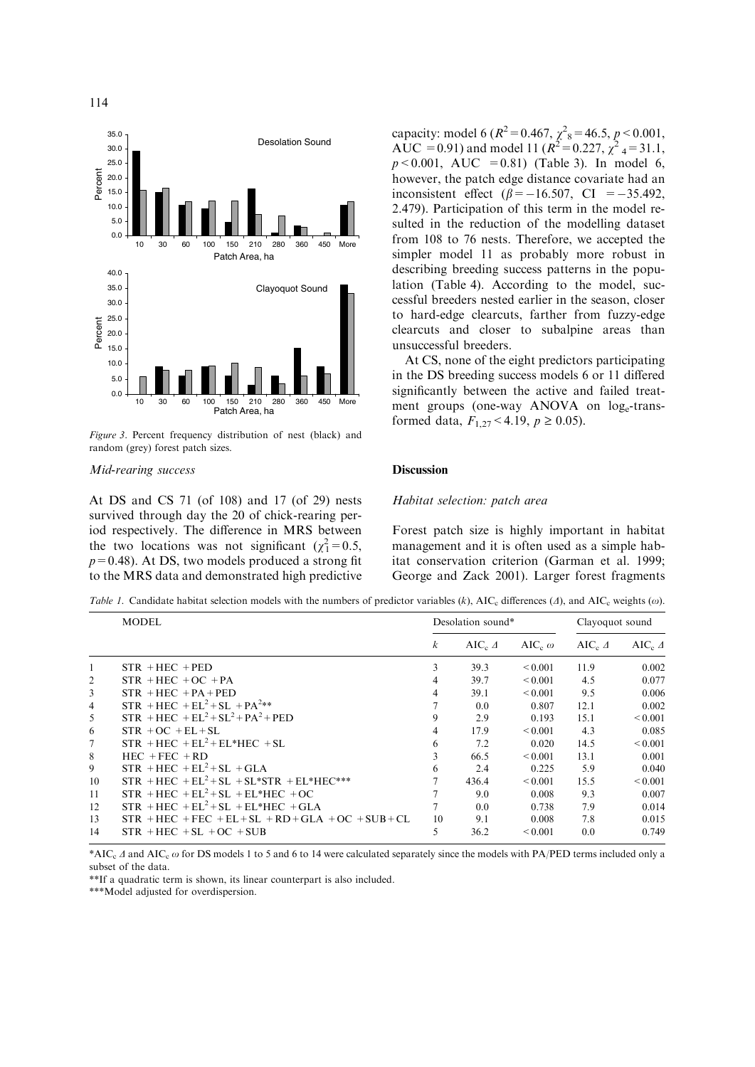Figure 3. Percent frequency distribution of nest (black) and random (grey) forest patch sizes.

### Mid-rearing success

At DS and CS 71 (of 108) and 17 (of 29) nests survived through day the 20 of chick-rearing period respectively. The difference in MRS between the two locations was not significant ($\chi^2_1 = 0.5$, $p = 0.48$). At DS, two models produced a strong fit to the MRS data and demonstrated high predictive capacity: model 6 ($R^2 = 0.467$, $\chi^2_8 = 46.5$, $p < 0.001$, AUC = 0.91) and model 11 ($R^2 = 0.227$, $\chi^2_4 = 31.1$, $p < 0.001$, AUC = 0.81) (Table 3). In model 6, however, the patch edge distance covariate had an inconsistent effect ($\beta = -16.507$, CI = $-35.492$, 2.479). Participation of this term in the model resulted in the reduction of the modelling dataset from 108 to 76 nests. Therefore, we accepted the simpler model 11 as probably more robust in describing breeding success patterns in the population (Table 4). According to the model, successful breeders nested earlier in the season, closer to hard-edge clearcuts, farther from fuzzy-edge clearcuts and closer to subalpine areas than unsuccessful breeders.

At CS, none of the eight predictors participating in the DS breeding success models 6 or 11 differed significantly between the active and failed treatment groups (one-way ANOVA on $\log_e$-transformed data, $F_{1,27} < 4.19$, $p \geq 0.05$).

## Discussion

### Habitat selection: patch area

Forest patch size is highly important in habitat management and it is often used as a simple habitat conservation criterion (Garman et al. 1999; George and Zack 2001). Larger forest fragments

*Table 1.* Candidate habitat selection models with the numbers of predictor variables ($k$), $AIC_c$ differences ($\Delta$), and $AIC_c$ weights ($\omega$).

| | MODEL | Desolation sound* | | | Clayoquot sound | |
|---|---|---|---|---|---|---|
| | | $k$ | $AIC_c\ \Delta$ | $AIC_c\ \omega$ | $AIC_c\ \Delta$ | $AIC_c\ \Delta$ |
| 1 | STR + HEC + PED | 3 | 39.3 | < 0.001 | 11.9 | 0.002 |
| 2 | STR + HEC + OC + PA | 4 | 39.7 | < 0.001 | 4.5 | 0.077 |
| 3 | STR + HEC + PA + PED | 4 | 39.1 | < 0.001 | 9.5 | 0.006 |
| 4 | STR + HEC + $EL^2$ + SL + $PA^2$** | 7 | 0.0 | 0.807 | 12.1 | 0.002 |
| 5 | STR + HEC + $EL^2$ + $SL^2$ + $PA^2$ + PED | 9 | 2.9 | 0.193 | 15.1 | < 0.001 |
| 6 | STR + OC + EL + SL | 4 | 17.9 | < 0.001 | 4.3 | 0.085 |
| 7 | STR + HEC + $EL^2$ + EL*HEC + SL | 6 | 7.2 | 0.020 | 14.5 | < 0.001 |
| 8 | HEC + FEC + RD | 3 | 66.5 | < 0.001 | 13.1 | 0.001 |
| 9 | STR + HEC + $EL^2$ + SL + GLA | 6 | 2.4 | 0.225 | 5.9 | 0.040 |
| 10 | STR + HEC + $EL^2$ + SL + SL*STR + EL*HEC*** | 7 | 436.4 | < 0.001 | 15.5 | < 0.001 |
| 11 | STR + HEC + $EL^2$ + SL + EL*HEC + OC | 7 | 9.0 | 0.008 | 9.3 | 0.007 |
| 12 | STR + HEC + $EL^2$ + SL + EL*HEC + GLA | 7 | 0.0 | 0.738 | 7.9 | 0.014 |
| 13 | STR + HEC + FEC + EL + SL + RD + GLA + OC + SUB + CL | 10 | 9.1 | 0.008 | 7.8 | 0.015 |
| 14 | STR + HEC + SL + OC + SUB | 5 | 36.2 | < 0.001 | 0.0 | 0.749 |

*$AIC_c\ \Delta$ and $AIC_c\ \omega$ for DS models 1 to 5 and 6 to 14 were calculated separately since the models with PA/PED terms included only a subset of the data.

**If a quadratic term is shown, its linear counterpart is also included.

***Model adjusted for overdispersion.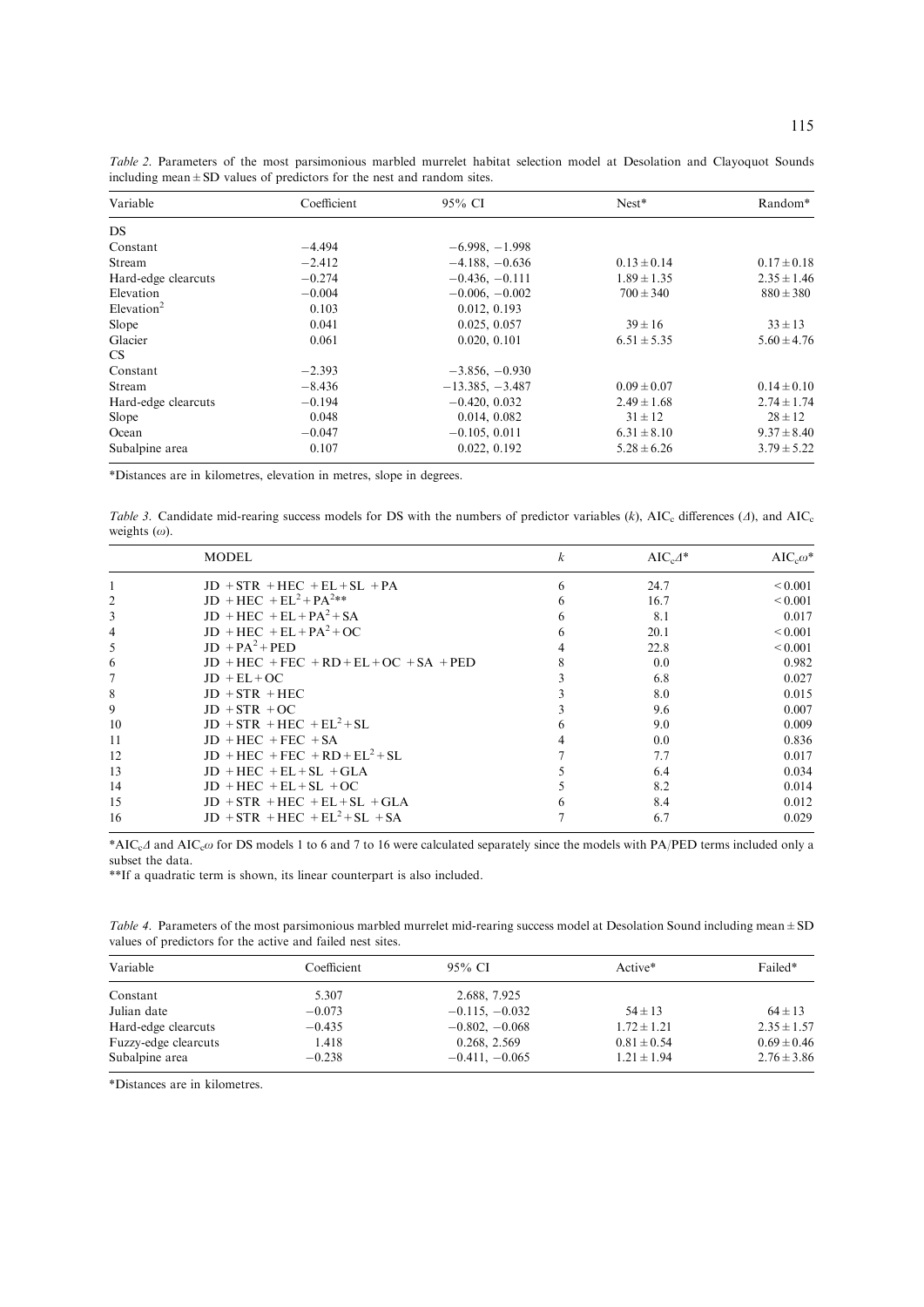*Table 2.* Parameters of the most parsimonious marbled murrelet habitat selection model at Desolation and Clayoquot Sounds including mean ± SD values of predictors for the nest and random sites.

| Variable | Coefficient | 95% CI | Nest* | Random* |
|---|---|---|---|---|
| DS | | | | |
| Constant | −4.494 | −6.998, −1.998 | | |
| Stream | −2.412 | −4.188, −0.636 | 0.13 ± 0.14 | 0.17 ± 0.18 |
| Hard-edge clearcuts | −0.274 | −0.436, −0.111 | 1.89 ± 1.35 | 2.35 ± 1.46 |
| Elevation | −0.004 | −0.006, −0.002 | 700 ± 340 | 880 ± 380 |
| Elevation$^2$ | 0.103 | 0.012, 0.193 | | |
| Slope | 0.041 | 0.025, 0.057 | 39 ± 16 | 33 ± 13 |
| Glacier | 0.061 | 0.020, 0.101 | 6.51 ± 5.35 | 5.60 ± 4.76 |
| CS | | | | |
| Constant | −2.393 | −3.856, −0.930 | | |
| Stream | −8.436 | −13.385, −3.487 | 0.09 ± 0.07 | 0.14 ± 0.10 |
| Hard-edge clearcuts | −0.194 | −0.420, 0.032 | 2.49 ± 1.68 | 2.74 ± 1.74 |
| Slope | 0.048 | 0.014, 0.082 | 31 ± 12 | 28 ± 12 |
| Ocean | −0.047 | −0.105, 0.011 | 6.31 ± 8.10 | 9.37 ± 8.40 |
| Subalpine area | 0.107 | 0.022, 0.192 | 5.28 ± 6.26 | 3.79 ± 5.22 |

*Distances are in kilometres, elevation in metres, slope in degrees.

*Table 3.* Candidate mid-rearing success models for DS with the numbers of predictor variables ($k$), $AIC_c$ differences ($\Delta$), and $AIC_c$ weights ($\omega$).

| | MODEL | $k$ | $AIC_c\Delta$* | $AIC_c\omega$* |
|---|---|---|---|---|
| 1 | JD + STR + HEC + EL + SL + PA | 6 | 24.7 | < 0.001 |
| 2 | JD + HEC + EL$^2$ + PA$^2$** | 6 | 16.7 | < 0.001 |
| 3 | JD + HEC + EL + PA$^2$ + SA | 6 | 8.1 | 0.017 |
| 4 | JD + HEC + EL + PA$^2$ + OC | 6 | 20.1 | < 0.001 |
| 5 | JD + PA$^2$ + PED | 4 | 22.8 | < 0.001 |
| 6 | JD + HEC + FEC + RD + EL + OC + SA + PED | 8 | 0.0 | 0.982 |
| 7 | JD + EL + OC | 3 | 6.8 | 0.027 |
| 8 | JD + STR + HEC | 3 | 8.0 | 0.015 |
| 9 | JD + STR + OC | 3 | 9.6 | 0.007 |
| 10 | JD + STR + HEC + EL$^2$ + SL | 6 | 9.0 | 0.009 |
| 11 | JD + HEC + FEC + SA | 4 | 0.0 | 0.836 |
| 12 | JD + HEC + FEC + RD + EL$^2$ + SL | 7 | 7.7 | 0.017 |
| 13 | JD + HEC + EL + SL + GLA | 5 | 6.4 | 0.034 |
| 14 | JD + HEC + EL + SL + OC | 5 | 8.2 | 0.014 |
| 15 | JD + STR + HEC + EL + SL + GLA | 6 | 8.4 | 0.012 |
| 16 | JD + STR + HEC + EL$^2$ + SL + SA | 7 | 6.7 | 0.029 |

*$AIC_c\Delta$ and $AIC_c\omega$ for DS models 1 to 6 and 7 to 16 were calculated separately since the models with PA/PED terms included only a subset the data.

**If a quadratic term is shown, its linear counterpart is also included.

*Table 4.* Parameters of the most parsimonious marbled murrelet mid-rearing success model at Desolation Sound including mean ± SD values of predictors for the active and failed nest sites.

| Variable | Coefficient | 95% CI | Active* | Failed* |
|---|---|---|---|---|
| Constant | 5.307 | 2.688, 7.925 | | |
| Julian date | −0.073 | −0.115, −0.032 | 54 ± 13 | 64 ± 13 |
| Hard-edge clearcuts | −0.435 | −0.802, −0.068 | 1.72 ± 1.21 | 2.35 ± 1.57 |
| Fuzzy-edge clearcuts | 1.418 | 0.268, 2.569 | 0.81 ± 0.54 | 0.69 ± 0.46 |
| Subalpine area | −0.238 | −0.411, −0.065 | 1.21 ± 1.94 | 2.76 ± 3.86 |

*Distances are in kilometres.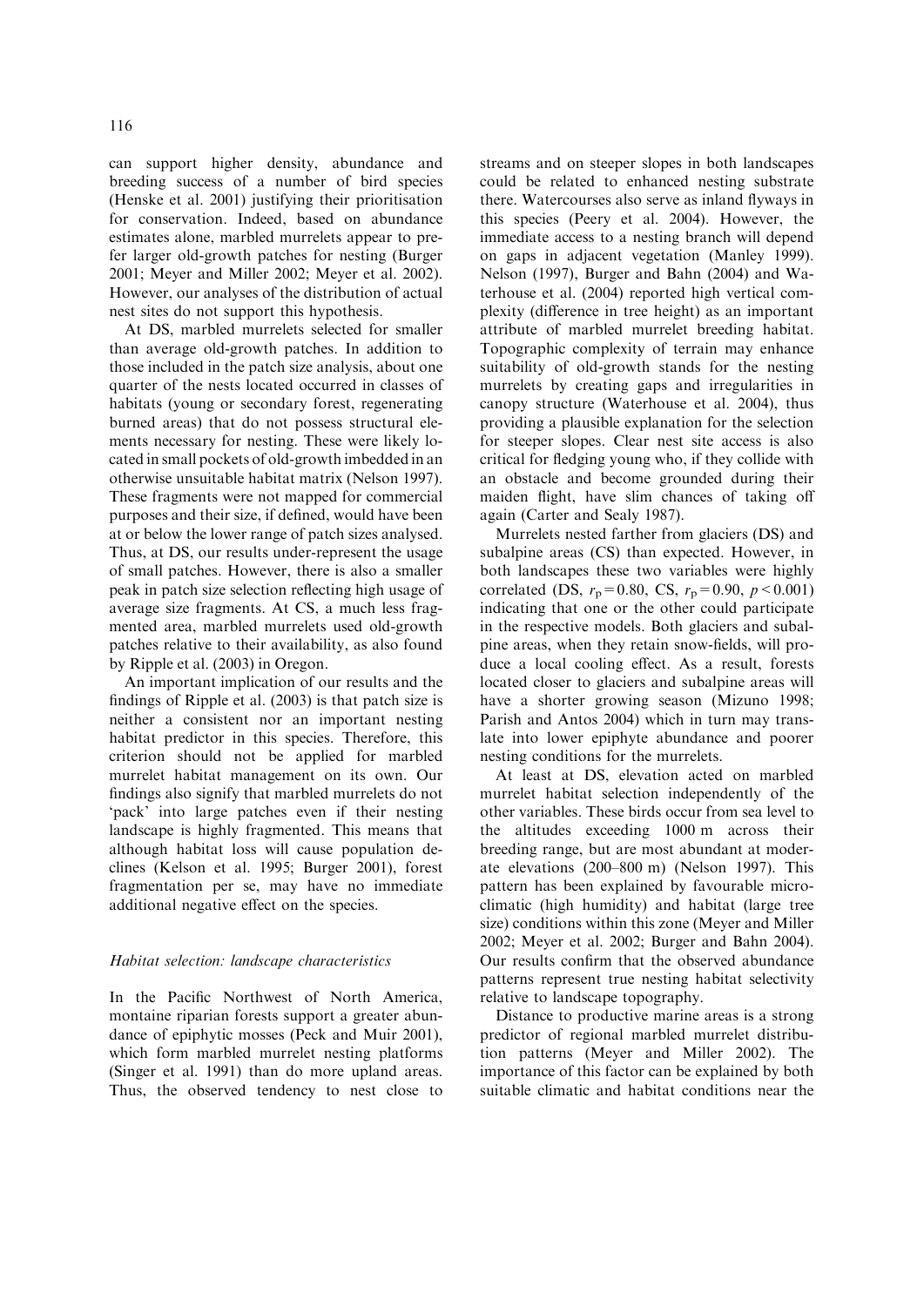can support higher density, abundance and breeding success of a number of bird species (Henske et al. 2001) justifying their prioritisation for conservation. Indeed, based on abundance estimates alone, marbled murrelets appear to prefer larger old-growth patches for nesting (Burger 2001; Meyer and Miller 2002; Meyer et al. 2002). However, our analyses of the distribution of actual nest sites do not support this hypothesis.

At DS, marbled murrelets selected for smaller than average old-growth patches. In addition to those included in the patch size analysis, about one quarter of the nests located occurred in classes of habitats (young or secondary forest, regenerating burned areas) that do not possess structural elements necessary for nesting. These were likely located in small pockets of old-growth imbedded in an otherwise unsuitable habitat matrix (Nelson 1997). These fragments were not mapped for commercial purposes and their size, if defined, would have been at or below the lower range of patch sizes analysed. Thus, at DS, our results under-represent the usage of small patches. However, there is also a smaller peak in patch size selection reflecting high usage of average size fragments. At CS, a much less fragmented area, marbled murrelets used old-growth patches relative to their availability, as also found by Ripple et al. (2003) in Oregon.

An important implication of our results and the findings of Ripple et al. (2003) is that patch size is neither a consistent nor an important nesting habitat predictor in this species. Therefore, this criterion should not be applied for marbled murrelet habitat management on its own. Our findings also signify that marbled murrelets do not 'pack' into large patches even if their nesting landscape is highly fragmented. This means that although habitat loss will cause population declines (Kelson et al. 1995; Burger 2001), forest fragmentation per se, may have no immediate additional negative effect on the species.

### *Habitat selection: landscape characteristics*

In the Pacific Northwest of North America, montaine riparian forests support a greater abundance of epiphytic mosses (Peck and Muir 2001), which form marbled murrelet nesting platforms (Singer et al. 1991) than do more upland areas. Thus, the observed tendency to nest close to streams and on steeper slopes in both landscapes could be related to enhanced nesting substrate there. Watercourses also serve as inland flyways in this species (Peery et al. 2004). However, the immediate access to a nesting branch will depend on gaps in adjacent vegetation (Manley 1999). Nelson (1997), Burger and Bahn (2004) and Waterhouse et al. (2004) reported high vertical complexity (difference in tree height) as an important attribute of marbled murrelet breeding habitat. Topographic complexity of terrain may enhance suitability of old-growth stands for the nesting murrelets by creating gaps and irregularities in canopy structure (Waterhouse et al. 2004), thus providing a plausible explanation for the selection for steeper slopes. Clear nest site access is also critical for fledging young who, if they collide with an obstacle and become grounded during their maiden flight, have slim chances of taking off again (Carter and Sealy 1987).

Murrelets nested farther from glaciers (DS) and subalpine areas (CS) than expected. However, in both landscapes these two variables were highly correlated (DS, $r_p = 0.80$, CS, $r_p = 0.90$, $p < 0.001$) indicating that one or the other could participate in the respective models. Both glaciers and subalpine areas, when they retain snow-fields, will produce a local cooling effect. As a result, forests located closer to glaciers and subalpine areas will have a shorter growing season (Mizuno 1998; Parish and Antos 2004) which in turn may translate into lower epiphyte abundance and poorer nesting conditions for the murrelets.

At least at DS, elevation acted on marbled murrelet habitat selection independently of the other variables. These birds occur from sea level to the altitudes exceeding 1000 m across their breeding range, but are most abundant at moderate elevations (200–800 m) (Nelson 1997). This pattern has been explained by favourable microclimatic (high humidity) and habitat (large tree size) conditions within this zone (Meyer and Miller 2002; Meyer et al. 2002; Burger and Bahn 2004). Our results confirm that the observed abundance patterns represent true nesting habitat selectivity relative to landscape topography.

Distance to productive marine areas is a strong predictor of regional marbled murrelet distribution patterns (Meyer and Miller 2002). The importance of this factor can be explained by both suitable climatic and habitat conditions near the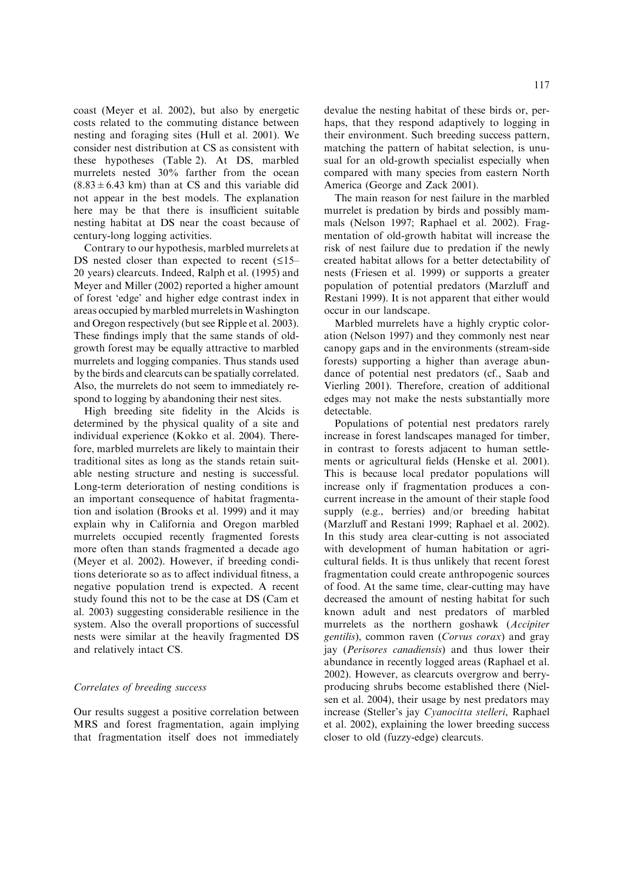coast (Meyer et al. 2002), but also by energetic costs related to the commuting distance between nesting and foraging sites (Hull et al. 2001). We consider nest distribution at CS as consistent with these hypotheses (Table 2). At DS, marbled murrelets nested 30% farther from the ocean ($8.83 \pm 6.43$ km) than at CS and this variable did not appear in the best models. The explanation here may be that there is insufficient suitable nesting habitat at DS near the coast because of century-long logging activities.

Contrary to our hypothesis, marbled murrelets at DS nested closer than expected to recent (≤15–20 years) clearcuts. Indeed, Ralph et al. (1995) and Meyer and Miller (2002) reported a higher amount of forest 'edge' and higher edge contrast index in areas occupied by marbled murrelets in Washington and Oregon respectively (but see Ripple et al. 2003). These findings imply that the same stands of old-growth forest may be equally attractive to marbled murrelets and logging companies. Thus stands used by the birds and clearcuts can be spatially correlated. Also, the murrelets do not seem to immediately respond to logging by abandoning their nest sites.

High breeding site fidelity in the Alcids is determined by the physical quality of a site and individual experience (Kokko et al. 2004). Therefore, marbled murrelets are likely to maintain their traditional sites as long as the stands retain suitable nesting structure and nesting is successful. Long-term deterioration of nesting conditions is an important consequence of habitat fragmentation and isolation (Brooks et al. 1999) and it may explain why in California and Oregon marbled murrelets occupied recently fragmented forests more often than stands fragmented a decade ago (Meyer et al. 2002). However, if breeding conditions deteriorate so as to affect individual fitness, a negative population trend is expected. A recent study found this not to be the case at DS (Cam et al. 2003) suggesting considerable resilience in the system. Also the overall proportions of successful nests were similar at the heavily fragmented DS and relatively intact CS.

### Correlates of breeding success

Our results suggest a positive correlation between MRS and forest fragmentation, again implying that fragmentation itself does not immediately devalue the nesting habitat of these birds or, perhaps, that they respond adaptively to logging in their environment. Such breeding success pattern, matching the pattern of habitat selection, is unusual for an old-growth specialist especially when compared with many species from eastern North America (George and Zack 2001).

The main reason for nest failure in the marbled murrelet is predation by birds and possibly mammals (Nelson 1997; Raphael et al. 2002). Fragmentation of old-growth habitat will increase the risk of nest failure due to predation if the newly created habitat allows for a better detectability of nests (Friesen et al. 1999) or supports a greater population of potential predators (Marzluff and Restani 1999). It is not apparent that either would occur in our landscape.

Marbled murrelets have a highly cryptic coloration (Nelson 1997) and they commonly nest near canopy gaps and in the environments (stream-side forests) supporting a higher than average abundance of potential nest predators (cf., Saab and Vierling 2001). Therefore, creation of additional edges may not make the nests substantially more detectable.

Populations of potential nest predators rarely increase in forest landscapes managed for timber, in contrast to forests adjacent to human settlements or agricultural fields (Henske et al. 2001). This is because local predator populations will increase only if fragmentation produces a concurrent increase in the amount of their staple food supply (e.g., berries) and/or breeding habitat (Marzluff and Restani 1999; Raphael et al. 2002). In this study area clear-cutting is not associated with development of human habitation or agricultural fields. It is thus unlikely that recent forest fragmentation could create anthropogenic sources of food. At the same time, clear-cutting may have decreased the amount of nesting habitat for such known adult and nest predators of marbled murrelets as the northern goshawk (*Accipiter gentilis*), common raven (*Corvus corax*) and gray jay (*Perisores canadiensis*) and thus lower their abundance in recently logged areas (Raphael et al. 2002). However, as clearcuts overgrow and berry-producing shrubs become established there (Nielsen et al. 2004), their usage by nest predators may increase (Steller's jay *Cyanocitta stelleri*, Raphael et al. 2002), explaining the lower breeding success closer to old (fuzzy-edge) clearcuts.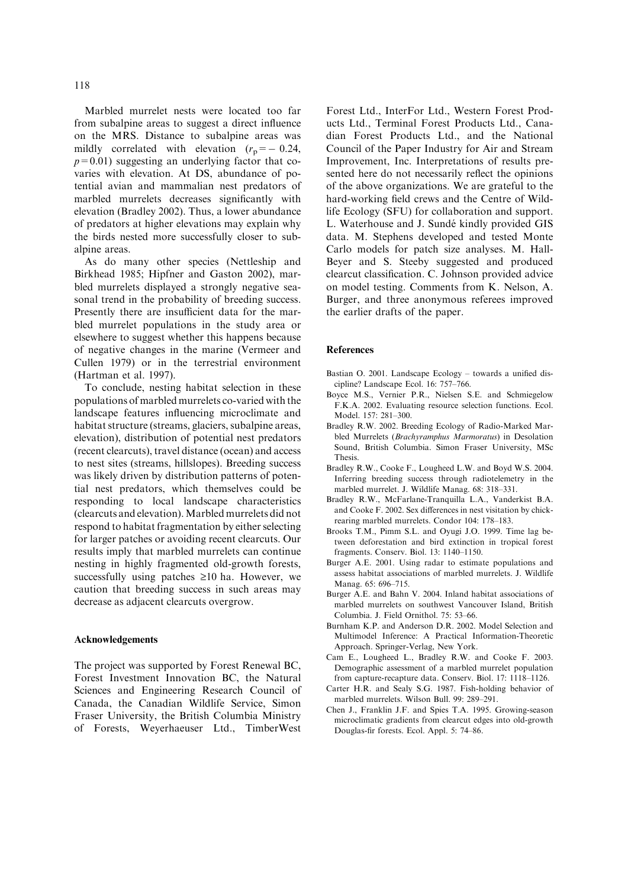Marbled murrelet nests were located too far from subalpine areas to suggest a direct influence on the MRS. Distance to subalpine areas was mildly correlated with elevation ($r_p = -0.24$, $p = 0.01$) suggesting an underlying factor that co-varies with elevation. At DS, abundance of potential avian and mammalian nest predators of marbled murrelets decreases significantly with elevation (Bradley 2002). Thus, a lower abundance of predators at higher elevations may explain why the birds nested more successfully closer to subalpine areas.

As do many other species (Nettleship and Birkhead 1985; Hipfner and Gaston 2002), marbled murrelets displayed a strongly negative seasonal trend in the probability of breeding success. Presently there are insufficient data for the marbled murrelet populations in the study area or elsewhere to suggest whether this happens because of negative changes in the marine (Vermeer and Cullen 1979) or in the terrestrial environment (Hartman et al. 1997).

To conclude, nesting habitat selection in these populations of marbled murrelets co-varied with the landscape features influencing microclimate and habitat structure (streams, glaciers, subalpine areas, elevation), distribution of potential nest predators (recent clearcuts), travel distance (ocean) and access to nest sites (streams, hillslopes). Breeding success was likely driven by distribution patterns of potential nest predators, which themselves could be responding to local landscape characteristics (clearcuts and elevation). Marbled murrelets did not respond to habitat fragmentation by either selecting for larger patches or avoiding recent clearcuts. Our results imply that marbled murrelets can continue nesting in highly fragmented old-growth forests, successfully using patches ≥10 ha. However, we caution that breeding success in such areas may decrease as adjacent clearcuts overgrow.

## Acknowledgements

The project was supported by Forest Renewal BC, Forest Investment Innovation BC, the Natural Sciences and Engineering Research Council of Canada, the Canadian Wildlife Service, Simon Fraser University, the British Columbia Ministry of Forests, Weyerhaeuser Ltd., TimberWest Forest Ltd., InterFor Ltd., Western Forest Products Ltd., Terminal Forest Products Ltd., Canadian Forest Products Ltd., and the National Council of the Paper Industry for Air and Stream Improvement, Inc. Interpretations of results presented here do not necessarily reflect the opinions of the above organizations. We are grateful to the hard-working field crews and the Centre of Wildlife Ecology (SFU) for collaboration and support. L. Waterhouse and J. Sundé kindly provided GIS data. M. Stephens developed and tested Monte Carlo models for patch size analyses. M. Hall-Beyer and S. Steeby suggested and produced clearcut classification. C. Johnson provided advice on model testing. Comments from K. Nelson, A. Burger, and three anonymous referees improved the earlier drafts of the paper.

## References

Bastian O. 2001. Landscape Ecology – towards a unified discipline? Landscape Ecol. 16: 757–766.

Boyce M.S., Vernier P.R., Nielsen S.E. and Schmiegelow F.K.A. 2002. Evaluating resource selection functions. Ecol. Model. 157: 281–300.

Bradley R.W. 2002. Breeding Ecology of Radio-Marked Marbled Murrelets (*Brachyramphus Marmoratus*) in Desolation Sound, British Columbia. Simon Fraser University, MSc Thesis.

Bradley R.W., Cooke F., Lougheed L.W. and Boyd W.S. 2004. Inferring breeding success through radiotelemetry in the marbled murrelet. J. Wildlife Manag. 68: 318–331.

Bradley R.W., McFarlane-Tranquilla L.A., Vanderkist B.A. and Cooke F. 2002. Sex differences in nest visitation by chick-rearing marbled murrelets. Condor 104: 178–183.

Brooks T.M., Pimm S.L. and Oyugi J.O. 1999. Time lag between deforestation and bird extinction in tropical forest fragments. Conserv. Biol. 13: 1140–1150.

Burger A.E. 2001. Using radar to estimate populations and assess habitat associations of marbled murrelets. J. Wildlife Manag. 65: 696–715.

Burger A.E. and Bahn V. 2004. Inland habitat associations of marbled murrelets on southwest Vancouver Island, British Columbia. J. Field Ornithol. 75: 53–66.

Burnham K.P. and Anderson D.R. 2002. Model Selection and Multimodel Inference: A Practical Information-Theoretic Approach. Springer-Verlag, New York.

Cam E., Lougheed L., Bradley R.W. and Cooke F. 2003. Demographic assessment of a marbled murrelet population from capture-recapture data. Conserv. Biol. 17: 1118–1126.

Carter H.R. and Sealy S.G. 1987. Fish-holding behavior of marbled murrelets. Wilson Bull. 99: 289–291.

Chen J., Franklin J.F. and Spies T.A. 1995. Growing-season microclimatic gradients from clearcut edges into old-growth Douglas-fir forests. Ecol. Appl. 5: 74–86.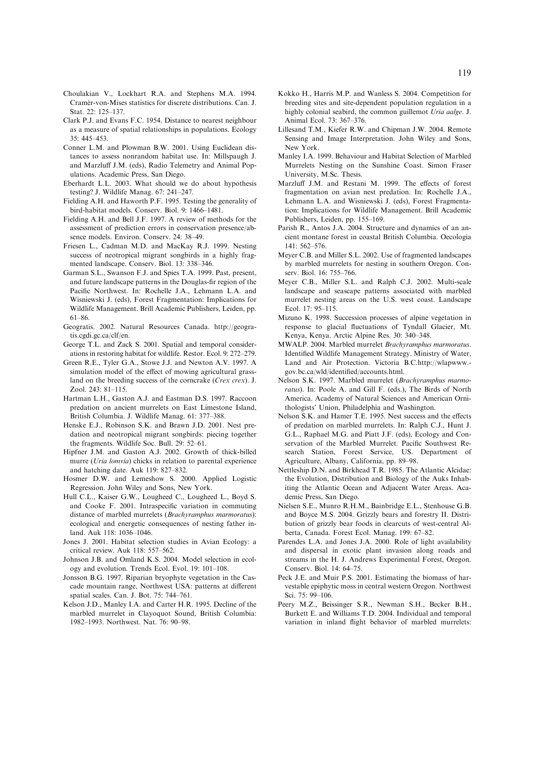Choulakian V., Lockhart R.A. and Stephens M.A. 1994. Cramér-von-Mises statistics for discrete distributions. Can. J. Stat. 22: 125–137.

Clark P.J. and Evans F.C. 1954. Distance to nearest neighbour as a measure of spatial relationships in populations. Ecology 35: 445–453.

Conner L.M. and Plowman B.W. 2001. Using Euclidean distances to assess nonrandom habitat use. In: Millspaugh J. and Marzluff J.M. (eds), Radio Telemetry and Animal Populations. Academic Press, San Diego.

Eberhardt L.L. 2003. What should we do about hypothesis testing? J. Wildlife Manag. 67: 241–247.

Fielding A.H. and Haworth P.F. 1995. Testing the generality of bird-habitat models. Conserv. Biol. 9: 1466–1481.

Fielding A.H. and Bell J.F. 1997. A review of methods for the assessment of prediction errors in conservation presence/absence models. Environ. Conserv. 24: 38–49.

Friesen L., Cadman M.D. and MacKay R.J. 1999. Nesting success of neotropical migrant songbirds in a highly fragmented landscape. Conserv. Biol. 13: 338–346.

Garman S.L., Swanson F.J. and Spies T.A. 1999. Past, present, and future landscape patterns in the Douglas-fir region of the Pacific Northwest. In: Rochelle J.A., Lehmann L.A. and Wisniewski J. (eds), Forest Fragmentation: Implications for Wildlife Management. Brill Academic Publishers, Leiden, pp. 61–86.

Geogratis. 2002. Natural Resources Canada. http://geogratis.cgdi.gc.ca/clf/en.

George T.L. and Zack S. 2001. Spatial and temporal considerations in restoring habitat for wildlife. Restor. Ecol. 9: 272–279.

Green R.E., Tyler G.A., Stowe J.J. and Newton A.V. 1997. A simulation model of the effect of mowing agricultural grassland on the breeding success of the corncrake (*Crex crex*). J. Zool. 243: 81–115.

Hartman L.H., Gaston A.J. and Eastman D.S. 1997. Raccoon predation on ancient murrelets on East Limestone Island, British Columbia. J. Wildlife Manag. 61: 377–388.

Henske E.J., Robinson S.K. and Brawn J.D. 2001. Nest predation and neotropical migrant songbirds: piecing together the fragments. Wildlife Soc. Bull. 29: 52–61.

Hipfner J.M. and Gaston A.J. 2002. Growth of thick-billed murre (*Uria lomvia*) chicks in relation to parental experience and hatching date. Auk 119: 827–832.

Hosmer D.W. and Lemeshow S. 2000. Applied Logistic Regression. John Wiley and Sons, New York.

Hull C.L., Kaiser G.W., Lougheed C., Lougheed L., Boyd S. and Cooke F. 2001. Intraspecific variation in commuting distance of marbled murrelets (*Brachyramphus marmoratus*): ecological and energetic consequences of nesting father inland. Auk 118: 1036–1046.

Jones J. 2001. Habitat selection studies in Avian Ecology: a critical review. Auk 118: 557–562.

Johnson J.B. and Omland K.S. 2004. Model selection in ecology and evolution. Trends Ecol. Evol. 19: 101–108.

Jonsson B.G. 1997. Riparian bryophyte vegetation in the Cascade mountain range, Northwest USA: patterns at different spatial scales. Can. J. Bot. 75: 744–761.

Kelson J.D., Manley I.A. and Carter H.R. 1995. Decline of the marbled murrelet in Clayoquot Sound, British Columbia: 1982–1993. Northwest. Nat. 76: 90–98.

Kokko H., Harris M.P. and Wanless S. 2004. Competition for breeding sites and site-dependent population regulation in a highly colonial seabird, the common guillemot *Uria aalge*. J. Animal Ecol. 73: 367–376.

Lillesand T.M., Kiefer R.W. and Chipman J.W. 2004. Remote Sensing and Image Interpretation. John Wiley and Sons, New York.

Manley I.A. 1999. Behaviour and Habitat Selection of Marbled Murrelets Nesting on the Sunshine Coast. Simon Fraser University, M.Sc. Thesis.

Marzluff J.M. and Restani M. 1999. The effects of forest fragmentation on avian nest predation. In: Rochelle J.A., Lehmann L.A. and Wisniewski J. (eds), Forest Fragmentation: Implications for Wildlife Management. Brill Academic Publishers, Leiden, pp. 155–169.

Parish R., Antos J.A. 2004. Structure and dynamics of an ancient montane forest in coastal British Columbia. Oecologia 141: 562–576.

Meyer C.B. and Miller S.L. 2002. Use of fragmented landscapes by marbled murrelets for nesting in southern Oregon. Conserv. Biol. 16: 755–766.

Meyer C.B., Miller S.L. and Ralph C.J. 2002. Multi-scale landscape and seascape patterns associated with marbled murrelet nesting areas on the U.S. west coast. Landscape Ecol. 17: 95–115.

Mizuno K. 1998. Succession processes of alpine vegetation in response to glacial fluctuations of Tyndall Glacier, Mt. Kenya, Kenya. Arctic Alpine Res. 30: 340–348.

MWALP. 2004. Marbled murrelet *Brachyramphus marmoratus*. Identified Wildlife Management Strategy. Ministry of Water, Land and Air Protection. Victoria B.C.http://wlapwww.gov.bc.ca/wld/identified/accounts.html.

Nelson S.K. 1997. Marbled murrelet (*Brachyramphus marmoratus*). In: Poole A. and Gill F. (eds.), The Birds of North America. Academy of Natural Sciences and American Ornithologists' Union, Philadelphia and Washington.

Nelson S.K. and Hamer T.E. 1995. Nest success and the effects of predation on marbled murrelets. In: Ralph C.J., Hunt J. G.L., Raphael M.G. and Piatt J.F. (eds), Ecology and Conservation of the Marbled Murrelet. Pacific Southwest Research Station, Forest Service, US. Department of Agriculture, Albany, California, pp. 89–98.

Nettleship D.N. and Birkhead T.R. 1985. The Atlantic Alcidae: the Evolution, Distribution and Biology of the Auks Inhabiting the Atlantic Ocean and Adjacent Water Areas. Academic Press, San Diego.

Nielsen S.E., Munro R.H.M., Bainbridge E.L., Stenhouse G.B. and Boyce M.S. 2004. Grizzly bears and forestry II. Distribution of grizzly bear foods in clearcuts of west-central Alberta, Canada. Forest Ecol. Manag. 199: 67–82.

Parendes L.A. and Jones J.A. 2000. Role of light availability and dispersal in exotic plant invasion along roads and streams in the H. J. Andrews Experimental Forest, Oregon. Conserv. Biol. 14: 64–75.

Peck J.E. and Muir P.S. 2001. Estimating the biomass of harvestable epiphytic moss in central western Oregon. Northwest Sci. 75: 99–106.

Peery M.Z., Beissinger S.R., Newman S.H., Becker B.H., Burkett E. and Williams T.D. 2004. Individual and temporal variation in inland flight behavior of marbled murrelets: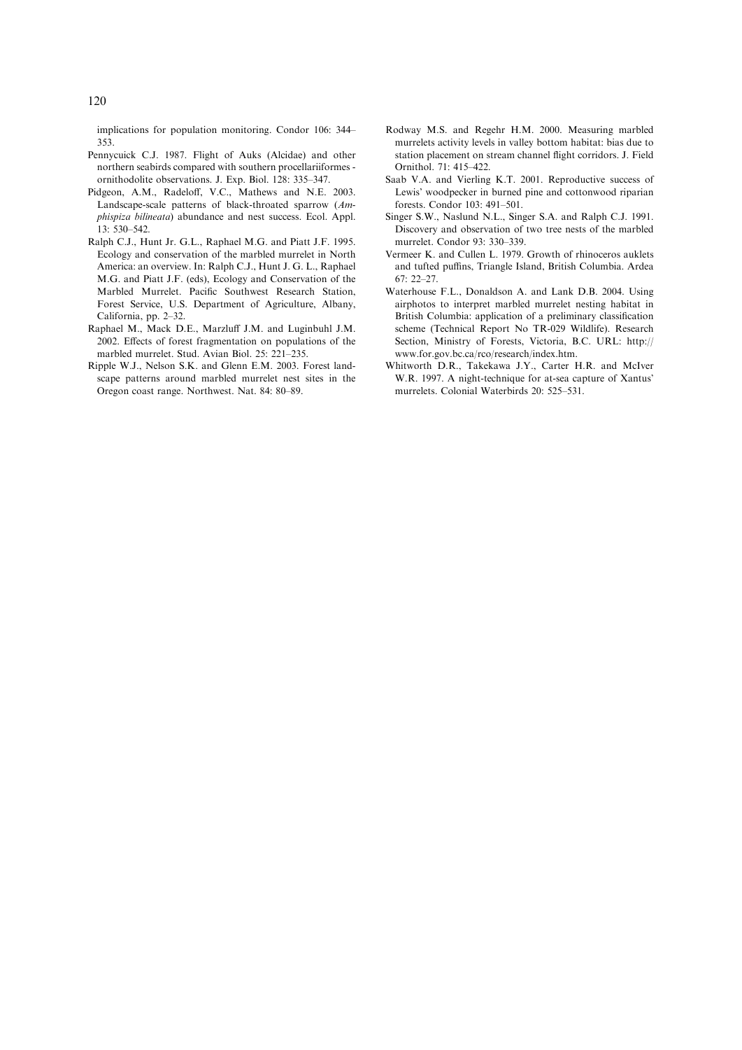implications for population monitoring. Condor 106: 344–353.

Pennycuick C.J. 1987. Flight of Auks (Alcidae) and other northern seabirds compared with southern procellariiformes - ornithodolite observations. J. Exp. Biol. 128: 335–347.

Pidgeon, A.M., Radeloff, V.C., Mathews and N.E. 2003. Landscape-scale patterns of black-throated sparrow (*Amphispiza bilineata*) abundance and nest success. Ecol. Appl. 13: 530–542.

Ralph C.J., Hunt Jr. G.L., Raphael M.G. and Piatt J.F. 1995. Ecology and conservation of the marbled murrelet in North America: an overview. In: Ralph C.J., Hunt J. G. L., Raphael M.G. and Piatt J.F. (eds), Ecology and Conservation of the Marbled Murrelet. Pacific Southwest Research Station, Forest Service, U.S. Department of Agriculture, Albany, California, pp. 2–32.

Raphael M., Mack D.E., Marzluff J.M. and Luginbuhl J.M. 2002. Effects of forest fragmentation on populations of the marbled murrelet. Stud. Avian Biol. 25: 221–235.

Ripple W.J., Nelson S.K. and Glenn E.M. 2003. Forest landscape patterns around marbled murrelet nest sites in the Oregon coast range. Northwest. Nat. 84: 80–89.

Rodway M.S. and Regehr H.M. 2000. Measuring marbled murrelets activity levels in valley bottom habitat: bias due to station placement on stream channel flight corridors. J. Field Ornithol. 71: 415–422.

Saab V.A. and Vierling K.T. 2001. Reproductive success of Lewis' woodpecker in burned pine and cottonwood riparian forests. Condor 103: 491–501.

Singer S.W., Naslund N.L., Singer S.A. and Ralph C.J. 1991. Discovery and observation of two tree nests of the marbled murrelet. Condor 93: 330–339.

Vermeer K. and Cullen L. 1979. Growth of rhinoceros auklets and tufted puffins, Triangle Island, British Columbia. Ardea 67: 22–27.

Waterhouse F.L., Donaldson A. and Lank D.B. 2004. Using airphotos to interpret marbled murrelet nesting habitat in British Columbia: application of a preliminary classification scheme (Technical Report No TR-029 Wildlife). Research Section, Ministry of Forests, Victoria, B.C. URL: http://www.for.gov.bc.ca/rco/research/index.htm.

Whitworth D.R., Takekawa J.Y., Carter H.R. and McIver W.R. 1997. A night-technique for at-sea capture of Xantus' murrelets. Colonial Waterbirds 20: 525–531.